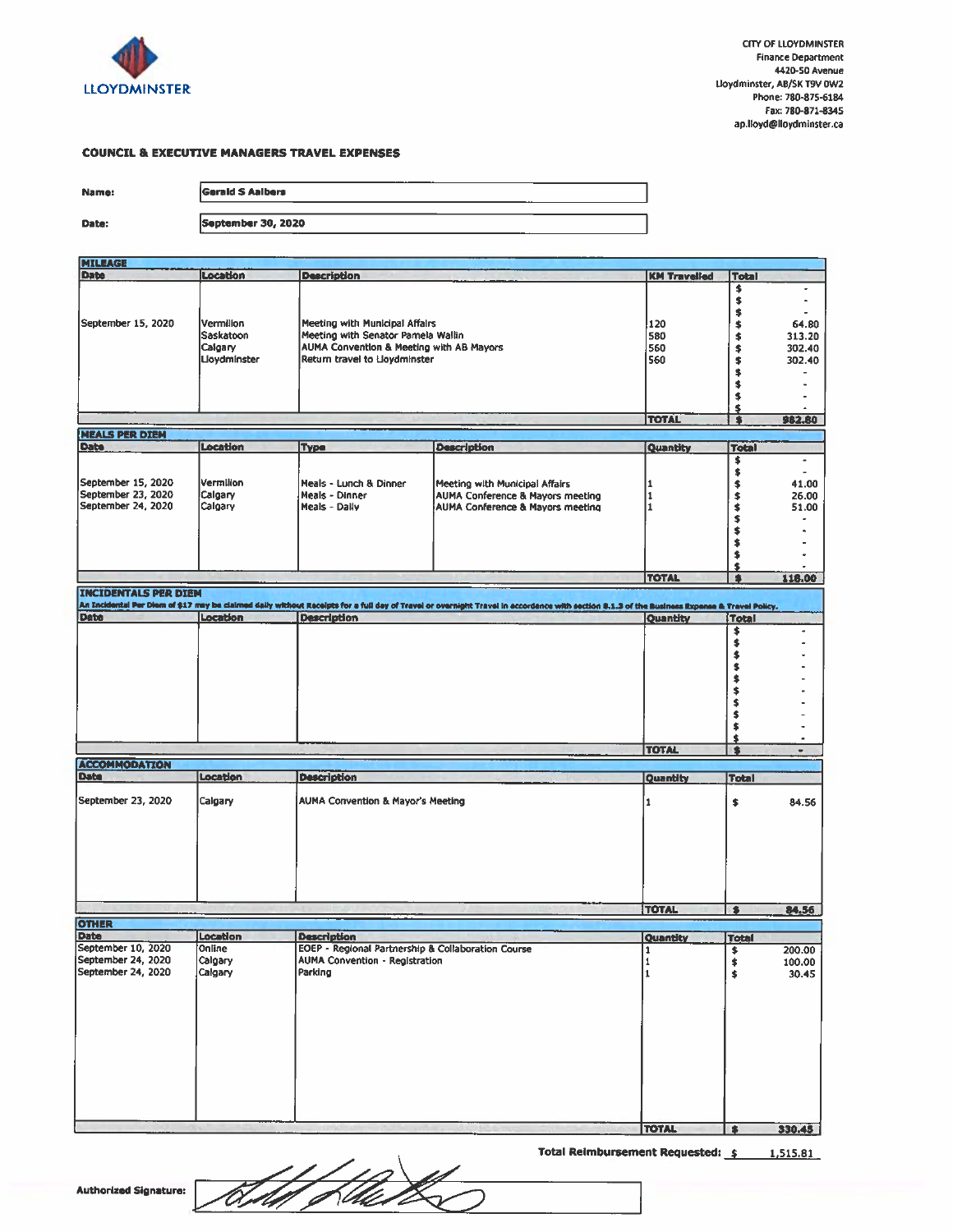CITY OF LLOYDMINSTER
Finance Department
4420-50 Avenue
Lloydminster, AB/SK T9V 0W2
Phone: 780-875-6184
Fax: 780-871-8345
ap.lloyd@lloydminster.ca

## COUNCIL & EXECUTIVE MANAGERS TRAVEL EXPENSES

**Name:** Gerald S Aalbers

**Date:** September 30, 2020

### MILEAGE

| Date | Location | Description | KM Travelled | Total |
|---|---|---|---|---|
| September 15, 2020 | Vermilion | Meeting with Municipal Affairs | 120 | $ 64.80 |
| | Saskatoon | Meeting with Senator Pamela Wallin | 580 | $ 313.20 |
| | Calgary | AUMA Convention & Meeting with AB Mayors | 560 | $ 302.40 |
| | Lloydminster | Return travel to Lloydminster | 560 | $ 302.40 |
| | | | TOTAL | $ 982.80 |

### MEALS PER DIEM

| Date | Location | Type | Description | Quantity | Total |
|---|---|---|---|---|---|
| September 15, 2020 | Vermilion | Meals - Lunch & Dinner | Meeting with Municipal Affairs | 1 | $ 41.00 |
| September 23, 2020 | Calgary | Meals - Dinner | AUMA Conference & Mayors meeting | 1 | $ 26.00 |
| September 24, 2020 | Calgary | Meals - Daily | AUMA Conference & Mayors meeting | 1 | $ 51.00 |
| | | | | TOTAL | $ 118.00 |

### INCIDENTALS PER DIEM

An Incidental Per Diem of $17 may be claimed daily without Receipts for a full day of Travel or overnight Travel in accordance with section 8.1.3 of the Business Expense & Travel Policy.

| Date | Location | Description | Quantity | Total |
|---|---|---|---|---|
| | | | TOTAL | $ - |

### ACCOMMODATION

| Date | Location | Description | Quantity | Total |
|---|---|---|---|---|
| September 23, 2020 | Calgary | AUMA Convention & Mayor's Meeting | 1 | $ 84.56 |
| | | | TOTAL | $ 84.56 |

### OTHER

| Date | Location | Description | Quantity | Total |
|---|---|---|---|---|
| September 10, 2020 | Online | EOEP - Regional Partnership & Collaboration Course | 1 | $ 200.00 |
| September 24, 2020 | Calgary | AUMA Convention - Registration | 1 | $ 100.00 |
| September 24, 2020 | Calgary | Parking | 1 | $ 30.45 |
| | | | TOTAL | $ 330.45 |

**Total Reimbursement Requested:** $ 1,515.81

**Authorized Signature:**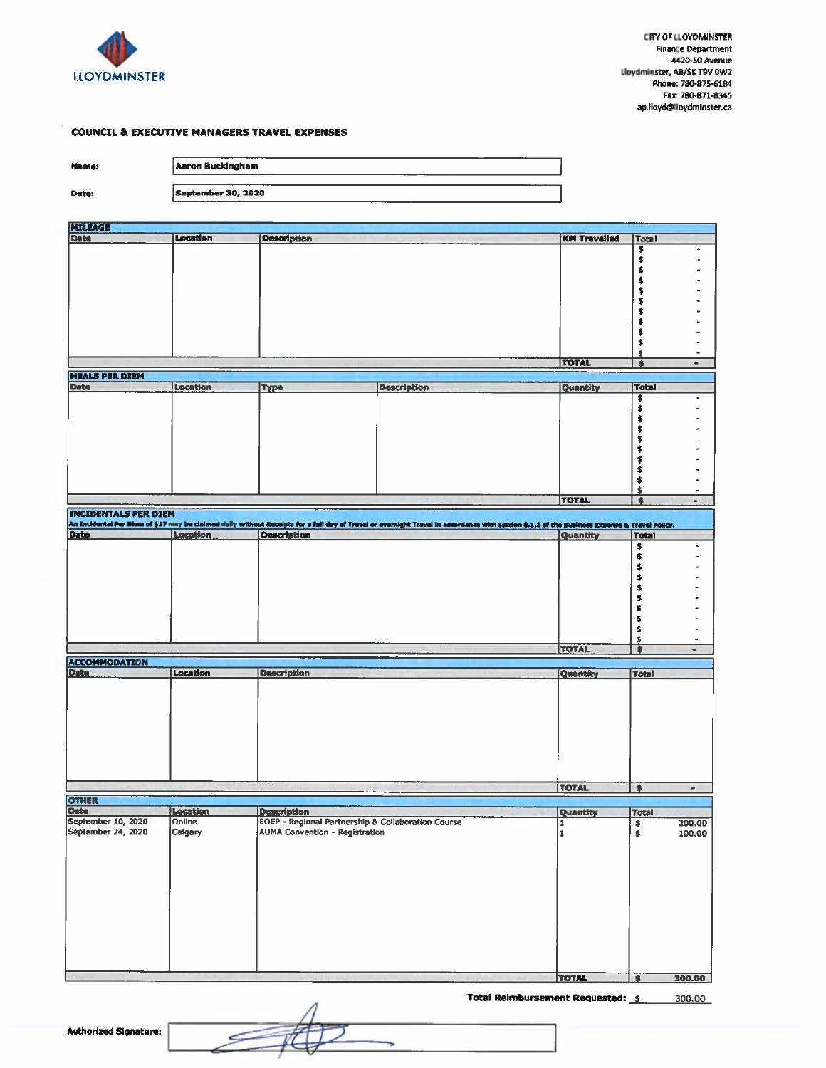CITY OF LLOYDMINSTER
Finance Department
4420-50 Avenue
Lloydminster, AB/SK T9V 0W2
Phone: 780-875-6184
Fax: 780-871-8345
ap.lloyd@lloydminster.ca

## COUNCIL & EXECUTIVE MANAGERS TRAVEL EXPENSES

**Name:** Aaron Buckingham

**Date:** September 30, 2020

### MILEAGE

| Date | Location | Description | KM Travelled | Total |
|---|---|---|---|---|
| | | | | $ - |
| | | | | $ - |
| | | | | $ - |
| | | | | $ - |
| | | | | $ - |
| | | | | $ - |
| | | | | $ - |
| | | | | $ - |
| | | | | $ - |
| | | | | $ - |
| | | | | $ - |
| | | | TOTAL | $ - |

### MEALS PER DIEM

| Date | Location | Type | Description | Quantity | Total |
|---|---|---|---|---|---|
| | | | | | $ - |
| | | | | | $ - |
| | | | | | $ - |
| | | | | | $ - |
| | | | | | $ - |
| | | | | | $ - |
| | | | | | $ - |
| | | | | | $ - |
| | | | | | $ - |
| | | | | | $ - |
| | | | | TOTAL | $ - |

### INCIDENTALS PER DIEM

An Incidental Per Diem of $17 may be claimed daily without Receipts for a full day of Travel or overnight Travel in accordance with section 6.1.3 of the Business Expense & Travel Policy.

| Date | Location | Description | Quantity | Total |
|---|---|---|---|---|
| | | | | $ - |
| | | | | $ - |
| | | | | $ - |
| | | | | $ - |
| | | | | $ - |
| | | | | $ - |
| | | | | $ - |
| | | | | $ - |
| | | | | $ - |
| | | | | $ - |
| | | | TOTAL | $ - |

### ACCOMMODATION

| Date | Location | Description | Quantity | Total |
|---|---|---|---|---|
| | | | | |
| | | | TOTAL | $ - |

### OTHER

| Date | Location | Description | Quantity | Total |
|---|---|---|---|---|
| September 10, 2020 | Online | EOEP - Regional Partnership & Collaboration Course | 1 | $ 200.00 |
| September 24, 2020 | Calgary | AUMA Convention - Registration | 1 | $ 100.00 |
| | | | TOTAL | $ 300.00 |

**Total Reimbursement Requested:** $ 300.00

**Authorized Signature:**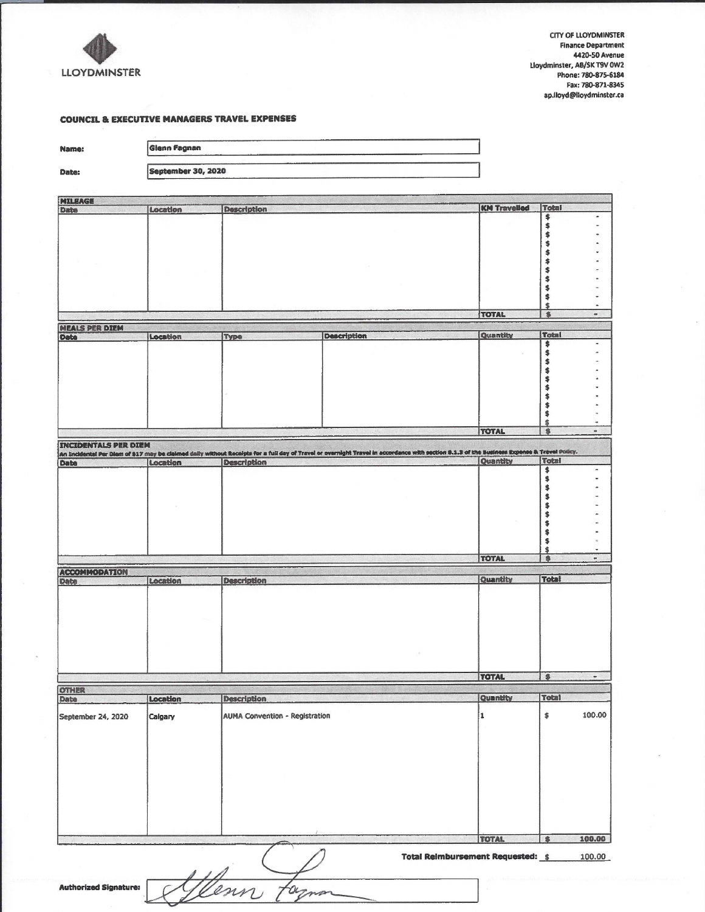LLOYDMINSTER

CITY OF LLOYDMINSTER
Finance Department
4420-50 Avenue
Lloydminster, AB/SK T9V 0W2
Phone: 780-875-6184
Fax: 780-871-8345
ap.lloyd@lloydminster.ca

## COUNCIL & EXECUTIVE MANAGERS TRAVEL EXPENSES

**Name:** Glenn Fagnan

**Date:** September 30, 2020

### MILEAGE

| Date | Location | Description | KM Travelled | Total |
|---|---|---|---|---|
| | | | | $ - |
| | | | | $ - |
| | | | | $ - |
| | | | | $ - |
| | | | | $ - |
| | | | | $ - |
| | | | | $ - |
| | | | | $ - |
| | | | | $ - |
| | | | | $ - |
| | | | | $ - |
| | | | TOTAL | $ - |

### MEALS PER DIEM

| Date | Location | Type | Description | Quantity | Total |
|---|---|---|---|---|---|
| | | | | | $ - |
| | | | | | $ - |
| | | | | | $ - |
| | | | | | $ - |
| | | | | | $ - |
| | | | | | $ - |
| | | | | | $ - |
| | | | | | $ - |
| | | | | | $ - |
| | | | | | $ - |
| | | | | TOTAL | $ - |

### INCIDENTALS PER DIEM

An Incidental Per Diem of $17 may be claimed daily without Receipts for a full day of Travel or overnight Travel in accordance with section 8.1.3 of the Business Expense & Travel Policy.

| Date | Location | Description | Quantity | Total |
|---|---|---|---|---|
| | | | | $ - |
| | | | | $ - |
| | | | | $ - |
| | | | | $ - |
| | | | | $ - |
| | | | | $ - |
| | | | | $ - |
| | | | | $ - |
| | | | | $ - |
| | | | | $ - |
| | | | TOTAL | $ - |

### ACCOMMODATION

| Date | Location | Description | Quantity | Total |
|---|---|---|---|---|
| | | | | |
| | | | TOTAL | $ - |

### OTHER

| Date | Location | Description | Quantity | Total |
|---|---|---|---|---|
| September 24, 2020 | Calgary | AUMA Convention - Registration | 1 | $ 100.00 |
| | | | TOTAL | $ 100.00 |

**Total Reimbursement Requested:** $ 100.00

**Authorized Signature:** Glenn Fagnan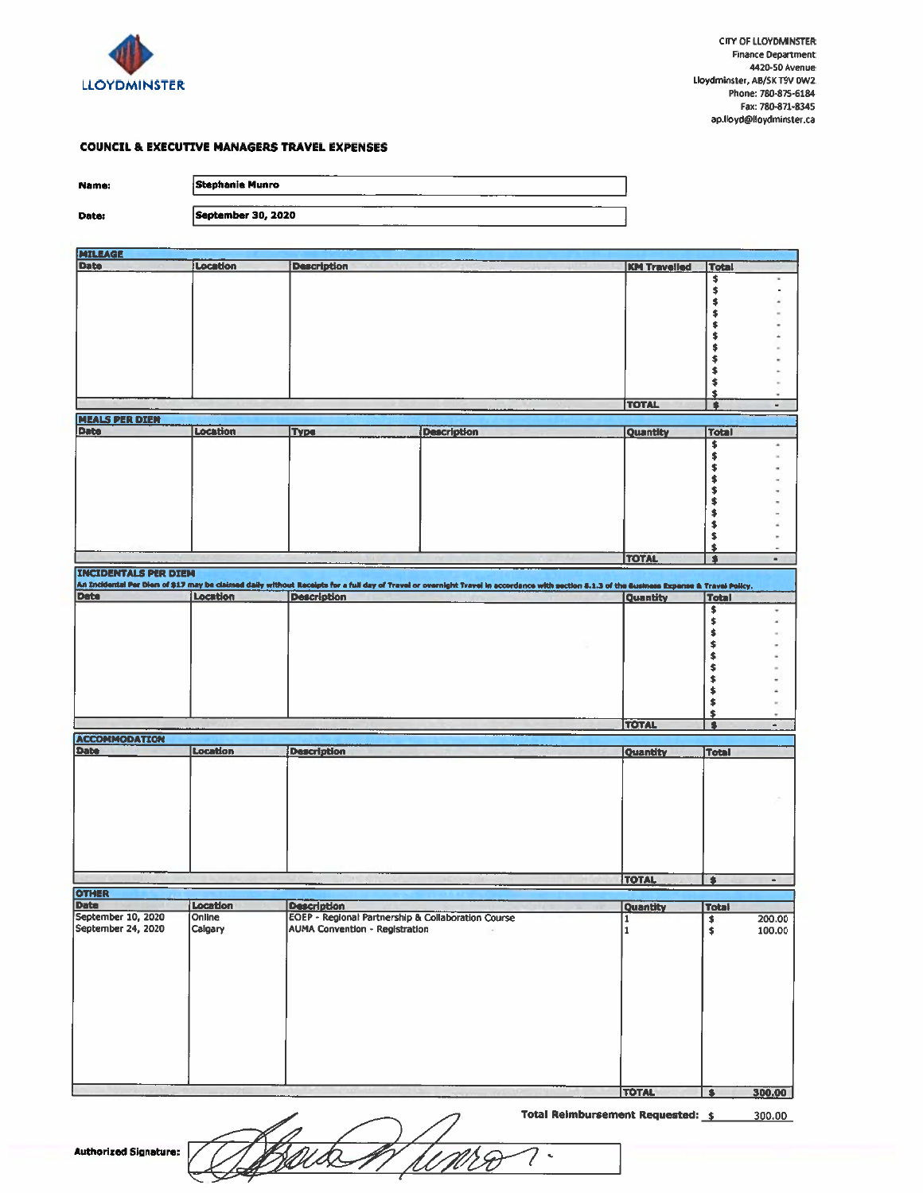CITY OF LLOYDMINSTER
Finance Department
4420-50 Avenue
Lloydminster, AB/SK T9V 0W2
Phone: 780-875-6184
Fax: 780-871-8345
ap.lloyd@lloydminster.ca

LLOYDMINSTER

## COUNCIL & EXECUTIVE MANAGERS TRAVEL EXPENSES

**Name:** Stephanie Munro

**Date:** September 30, 2020

### MILEAGE

| Date | Location | Description | KM Travelled | Total |
|---|---|---|---|---|
| | | | | $ - |
| | | | | $ - |
| | | | | $ - |
| | | | | $ - |
| | | | | $ - |
| | | | | $ - |
| | | | | $ - |
| | | | | $ - |
| | | | | $ - |
| | | | | $ - |
| | | | | $ - |
| | | | TOTAL | $ - |

### MEALS PER DIEM

| Date | Location | Type | Description | Quantity | Total |
|---|---|---|---|---|---|
| | | | | | $ - |
| | | | | | $ - |
| | | | | | $ - |
| | | | | | $ - |
| | | | | | $ - |
| | | | | | $ - |
| | | | | | $ - |
| | | | | | $ - |
| | | | | | $ - |
| | | | | | $ - |
| | | | | TOTAL | $ - |

### INCIDENTALS PER DIEM

An Incidental Per Diem of $17 may be claimed daily without Receipts for a full day of Travel or overnight Travel in accordance with section 5.1.3 of the Business Expense & Travel Policy.

| Date | Location | Description | Quantity | Total |
|---|---|---|---|---|
| | | | | $ - |
| | | | | $ - |
| | | | | $ - |
| | | | | $ - |
| | | | | $ - |
| | | | | $ - |
| | | | | $ - |
| | | | | $ - |
| | | | | $ - |
| | | | | $ - |
| | | | TOTAL | $ - |

### ACCOMMODATION

| Date | Location | Description | Quantity | Total |
|---|---|---|---|---|
| | | | | |
| | | | TOTAL | $ - |

### OTHER

| Date | Location | Description | Quantity | Total |
|---|---|---|---|---|
| September 10, 2020 | Online | EOEP - Regional Partnership & Collaboration Course | 1 | $ 200.00 |
| September 24, 2020 | Calgary | AUMA Convention - Registration | 1 | $ 100.00 |
| | | | TOTAL | $ 300.00 |

**Total Reimbursement Requested:** $ 300.00

**Authorized Signature:** [signature]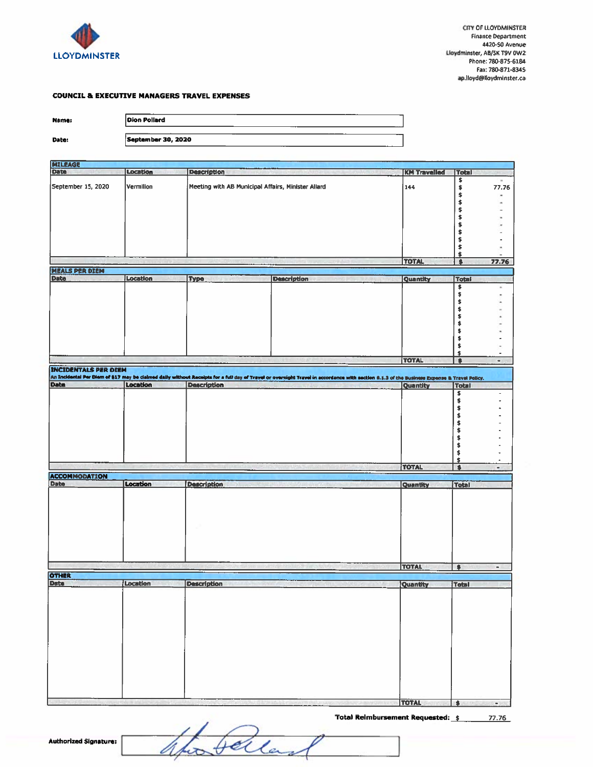LLOYDMINSTER

CITY OF LLOYDMINSTER
Finance Department
4420-50 Avenue
Lloydminster, AB/SK T9V 0W2
Phone: 780-875-6184
Fax: 780-871-8345
ap.lloyd@lloydminster.ca

**COUNCIL & EXECUTIVE MANAGERS TRAVEL EXPENSES**

**Name:** Dion Pollard

**Date:** September 30, 2020

**MILEAGE**

| Date | Location | Description | KM Travelled | Total |
|---|---|---|---|---|
| | | | | $ - |
| September 15, 2020 | Vermilion | Meeting with AB Municipal Affairs, Minister Allard | 144 | $ 77.76 |
| | | | | $ - |
| | | | | $ - |
| | | | | $ - |
| | | | | $ - |
| | | | | $ - |
| | | | | $ - |
| | | | | $ - |
| | | | | $ - |
| | | | | $ - |
| | | | TOTAL | $ 77.76 |

**MEALS PER DIEM**

| Date | Location | Type | Description | Quantity | Total |
|---|---|---|---|---|---|
| | | | | | $ - |
| | | | | | $ - |
| | | | | | $ - |
| | | | | | $ - |
| | | | | | $ - |
| | | | | | $ - |
| | | | | | $ - |
| | | | | | $ - |
| | | | | | $ - |
| | | | | | $ - |
| | | | | TOTAL | $ - |

**INCIDENTALS PER DIEM**

An Incidental Per Diem of $17 may be claimed daily without Receipts for a full day of Travel or overnight Travel in accordance with section 8.1.3 of the Business Expense & Travel Policy.

| Date | Location | Description | Quantity | Total |
|---|---|---|---|---|
| | | | | $ - |
| | | | | $ - |
| | | | | $ - |
| | | | | $ - |
| | | | | $ - |
| | | | | $ - |
| | | | | $ - |
| | | | | $ - |
| | | | | $ - |
| | | | | $ - |
| | | | TOTAL | $ - |

**ACCOMMODATION**

| Date | Location | Description | Quantity | Total |
|---|---|---|---|---|
| | | | | |
| | | | TOTAL | $ - |

**OTHER**

| Date | Location | Description | Quantity | Total |
|---|---|---|---|---|
| | | | | |
| | | | TOTAL | $ - |

**Total Reimbursement Requested:** $ 77.76

**Authorized Signature:** [signature]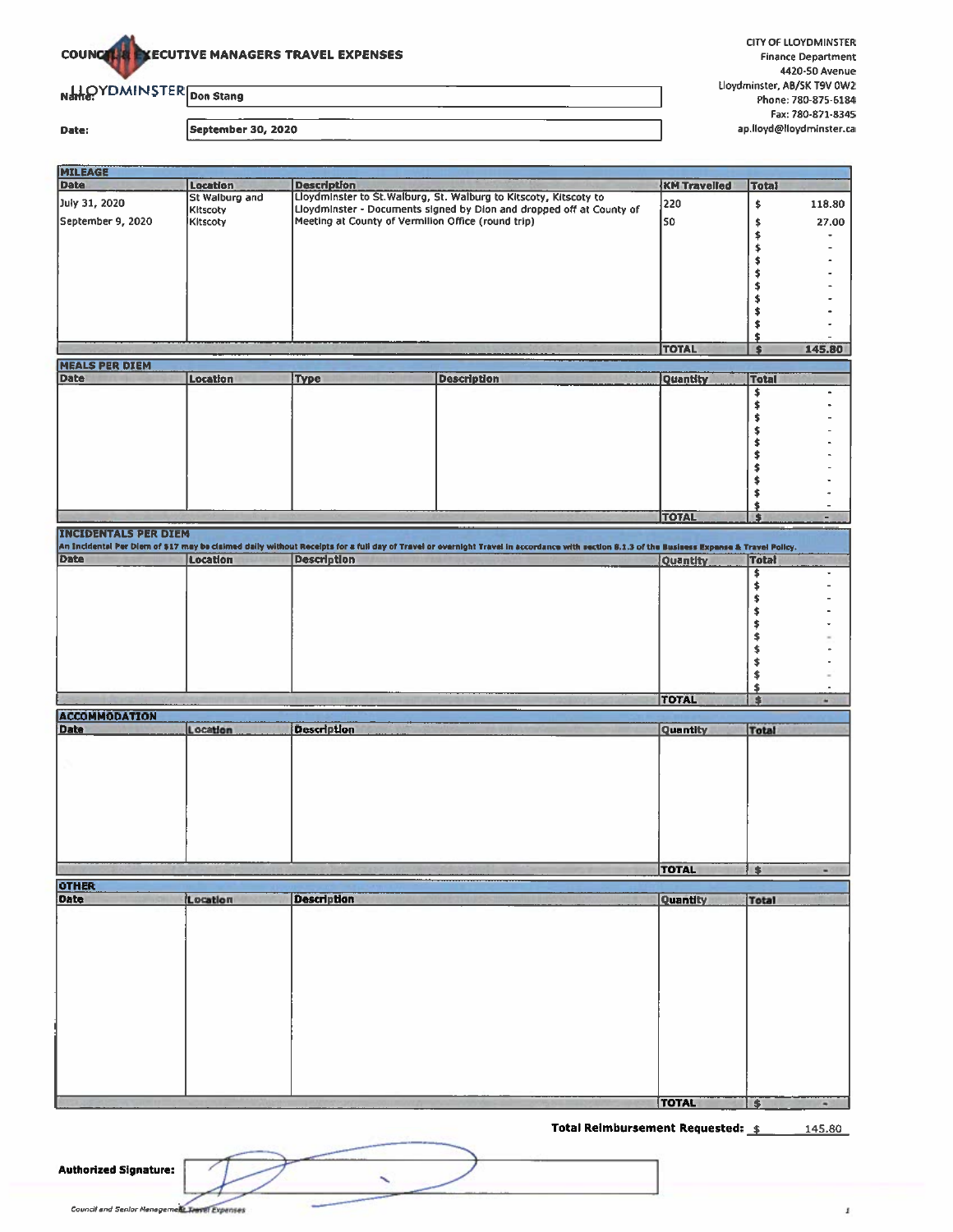# COUNCIL & EXECUTIVE MANAGERS TRAVEL EXPENSES

LLOYDMINSTER

CITY OF LLOYDMINSTER
Finance Department
4420-50 Avenue
Lloydminster, AB/SK T9V 0W2
Phone: 780-875-6184
Fax: 780-871-8345
ap.lloyd@lloydminster.ca

**Name:** Don Stang

**Date:** September 30, 2020

## MILEAGE

| Date | Location | Description | KM Travelled | Total |
|---|---|---|---|---|
| July 31, 2020 | St Walburg and Kitscoty | Lloydminster to St.Walburg, St. Walburg to Kitscoty, Kitscoty to Lloydminster - Documents signed by Dion and dropped off at County of | 220 | $ 118.80 |
| September 9, 2020 | Kitscoty | Meeting at County of Vermilion Office (round trip) | 50 | $ 27.00 |
| | | | | $ - |
| | | | | $ - |
| | | | | $ - |
| | | | | $ - |
| | | | | $ - |
| | | | | $ - |
| | | | | $ - |
| | | | | $ - |
| | | | | $ - |
| | | | TOTAL | $ 145.80 |

## MEALS PER DIEM

| Date | Location | Type | Description | Quantity | Total |
|---|---|---|---|---|---|
| | | | | | $ - |
| | | | | | $ - |
| | | | | | $ - |
| | | | | | $ - |
| | | | | | $ - |
| | | | | | $ - |
| | | | | | $ - |
| | | | | | $ - |
| | | | | | $ - |
| | | | | | $ - |
| | | | | TOTAL | $ - |

## INCIDENTALS PER DIEM

An Incidental Per Diem of $17 may be claimed daily without Receipts for a full day of Travel or overnight Travel in accordance with section 8.1.3 of the Business Expense & Travel Policy.

| Date | Location | Description | Quantity | Total |
|---|---|---|---|---|
| | | | | $ - |
| | | | | $ - |
| | | | | $ - |
| | | | | $ - |
| | | | | $ - |
| | | | | $ - |
| | | | | $ - |
| | | | | $ - |
| | | | | $ - |
| | | | | $ - |
| | | | TOTAL | $ - |

## ACCOMMODATION

| Date | Location | Description | Quantity | Total |
|---|---|---|---|---|
| | | | TOTAL | $ - |

## OTHER

| Date | Location | Description | Quantity | Total |
|---|---|---|---|---|
| | | | TOTAL | $ - |

**Total Reimbursement Requested:** $ 145.80

**Authorized Signature:**

*Council and Senior Management Travel Expenses*